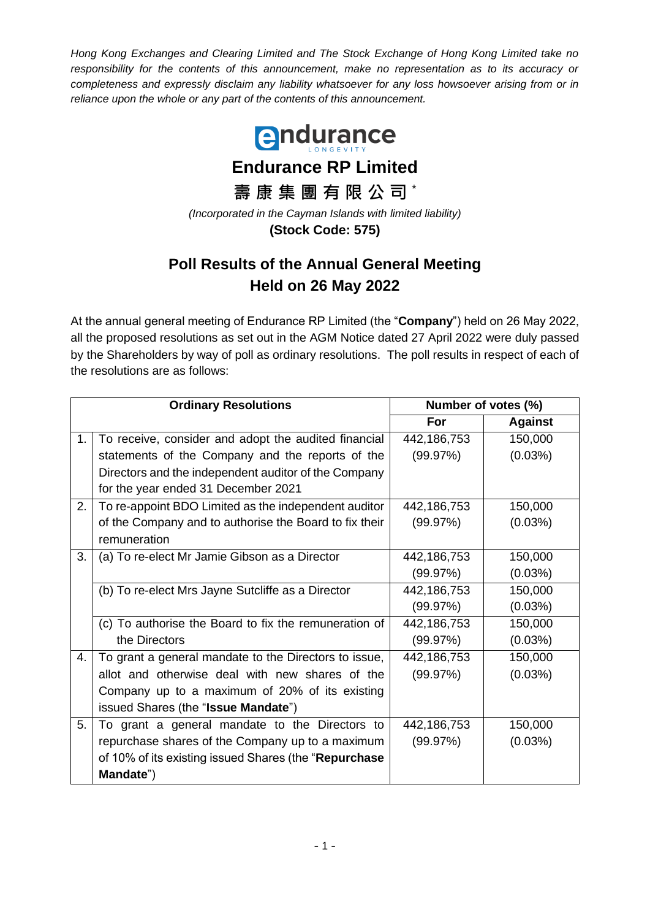*Hong Kong Exchanges and Clearing Limited and The Stock Exchange of Hong Kong Limited take no responsibility for the contents of this announcement, make no representation as to its accuracy or completeness and expressly disclaim any liability whatsoever for any loss howsoever arising from or in reliance upon the whole or any part of the contents of this announcement.*

endurance LONGEVITY

# Endurance RP Limited

# 壽康集團有限公司 *

*(Incorporated in the Cayman Islands with limited liability)*

**(Stock Code: 575)**

## Poll Results of the Annual General Meeting Held on 26 May 2022

At the annual general meeting of Endurance RP Limited (the "**Company**") held on 26 May 2022, all the proposed resolutions as set out in the AGM Notice dated 27 April 2022 were duly passed by the Shareholders by way of poll as ordinary resolutions. The poll results in respect of each of the resolutions are as follows:

| Ordinary Resolutions | | Number of votes (%) | |
|---|---|---|---|
| | | For | Against |
| 1. | To receive, consider and adopt the audited financial statements of the Company and the reports of the Directors and the independent auditor of the Company for the year ended 31 December 2021 | 442,186,753 (99.97%) | 150,000 (0.03%) |
| 2. | To re-appoint BDO Limited as the independent auditor of the Company and to authorise the Board to fix their remuneration | 442,186,753 (99.97%) | 150,000 (0.03%) |
| 3. | (a) To re-elect Mr Jamie Gibson as a Director | 442,186,753 (99.97%) | 150,000 (0.03%) |
| | (b) To re-elect Mrs Jayne Sutcliffe as a Director | 442,186,753 (99.97%) | 150,000 (0.03%) |
| | (c) To authorise the Board to fix the remuneration of the Directors | 442,186,753 (99.97%) | 150,000 (0.03%) |
| 4. | To grant a general mandate to the Directors to issue, allot and otherwise deal with new shares of the Company up to a maximum of 20% of its existing issued Shares (the "**Issue Mandate**") | 442,186,753 (99.97%) | 150,000 (0.03%) |
| 5. | To grant a general mandate to the Directors to repurchase shares of the Company up to a maximum of 10% of its existing issued Shares (the "**Repurchase Mandate**") | 442,186,753 (99.97%) | 150,000 (0.03%) |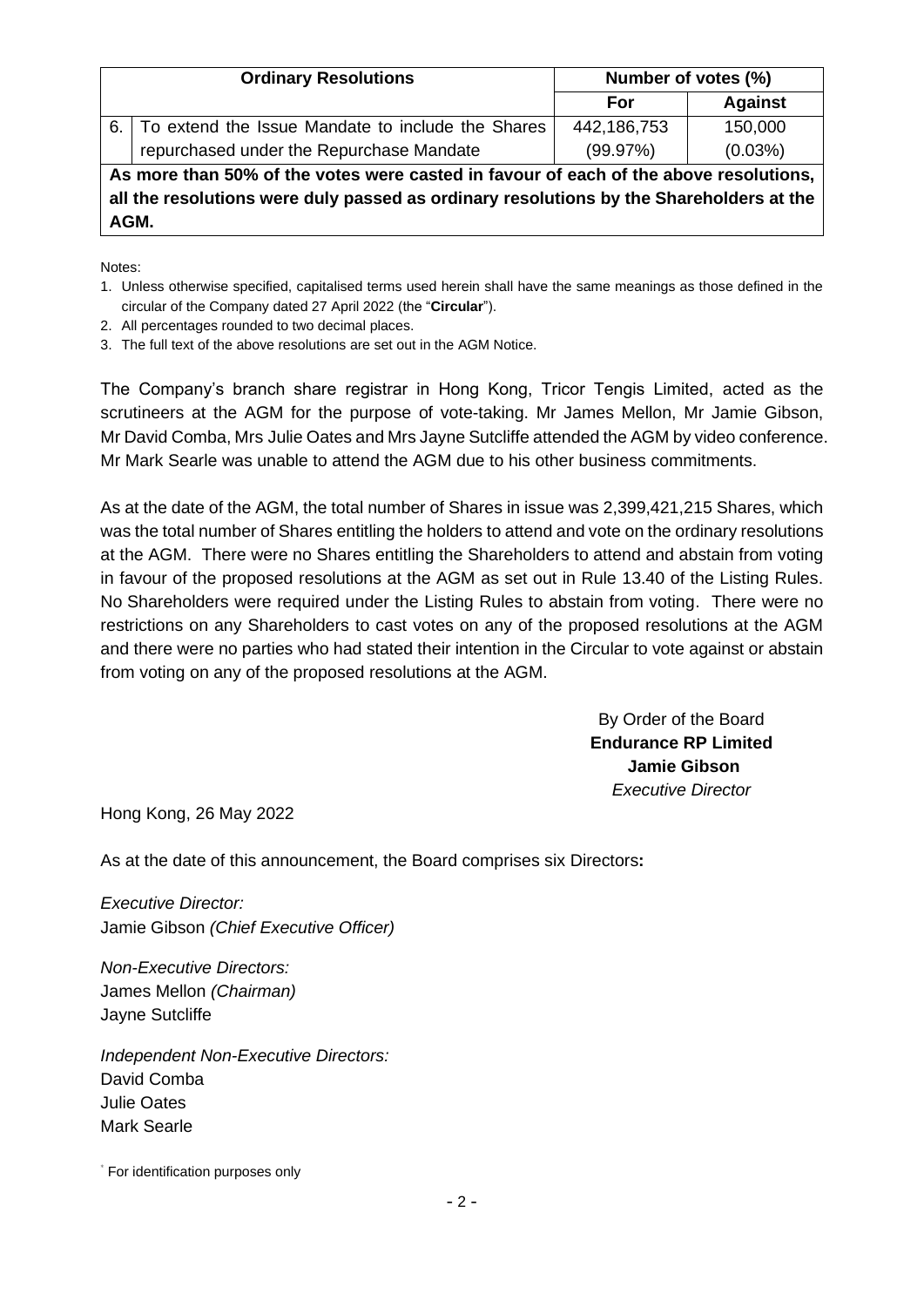| Ordinary Resolutions | | Number of votes (%) | |
|---|---|---|---|
| | | **For** | **Against** |
| 6. | To extend the Issue Mandate to include the Shares repurchased under the Repurchase Mandate | 442,186,753 (99.97%) | 150,000 (0.03%) |
| **As more than 50% of the votes were casted in favour of each of the above resolutions, all the resolutions were duly passed as ordinary resolutions by the Shareholders at the AGM.** | | | |

Notes:

1. Unless otherwise specified, capitalised terms used herein shall have the same meanings as those defined in the circular of the Company dated 27 April 2022 (the "**Circular**").
2. All percentages rounded to two decimal places.
3. The full text of the above resolutions are set out in the AGM Notice.

The Company's branch share registrar in Hong Kong, Tricor Tengis Limited, acted as the scrutineers at the AGM for the purpose of vote-taking. Mr James Mellon, Mr Jamie Gibson, Mr David Comba, Mrs Julie Oates and Mrs Jayne Sutcliffe attended the AGM by video conference. Mr Mark Searle was unable to attend the AGM due to his other business commitments.

As at the date of the AGM, the total number of Shares in issue was 2,399,421,215 Shares, which was the total number of Shares entitling the holders to attend and vote on the ordinary resolutions at the AGM. There were no Shares entitling the Shareholders to attend and abstain from voting in favour of the proposed resolutions at the AGM as set out in Rule 13.40 of the Listing Rules. No Shareholders were required under the Listing Rules to abstain from voting. There were no restrictions on any Shareholders to cast votes on any of the proposed resolutions at the AGM and there were no parties who had stated their intention in the Circular to vote against or abstain from voting on any of the proposed resolutions at the AGM.

By Order of the Board
**Endurance RP Limited**
**Jamie Gibson**
*Executive Director*

Hong Kong, 26 May 2022

As at the date of this announcement, the Board comprises six Directors**:**

*Executive Director:*
Jamie Gibson *(Chief Executive Officer)*

*Non-Executive Directors:*
James Mellon *(Chairman)*
Jayne Sutcliffe

*Independent Non-Executive Directors:*
David Comba
Julie Oates
Mark Searle

[*] For identification purposes only